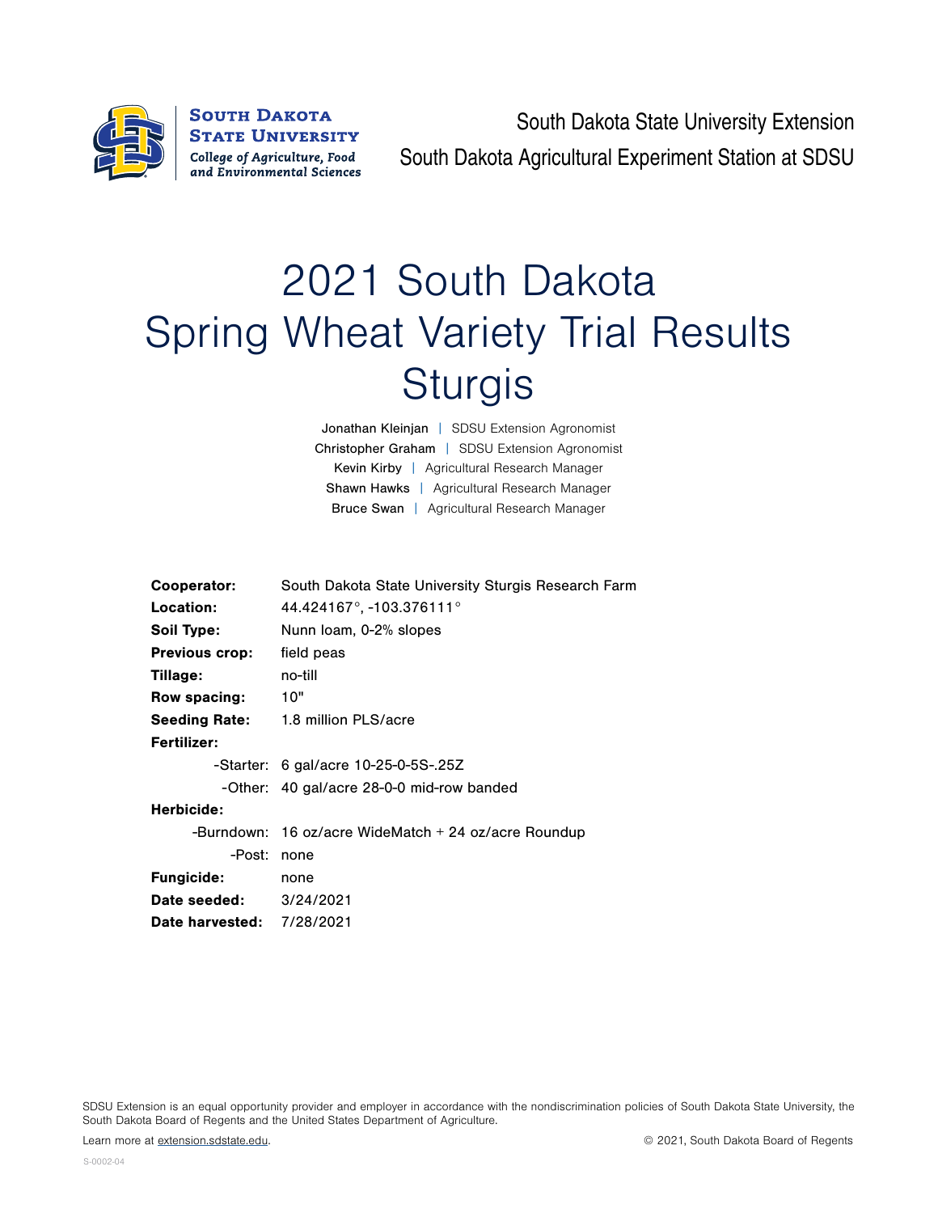South Dakota State University
College of Agriculture, Food and Environmental Sciences

South Dakota State University Extension
South Dakota Agricultural Experiment Station at SDSU

# 2021 South Dakota Spring Wheat Variety Trial Results Sturgis

Jonathan Kleinjan | SDSU Extension Agronomist
Christopher Graham | SDSU Extension Agronomist
Kevin Kirby | Agricultural Research Manager
Shawn Hawks | Agricultural Research Manager
Bruce Swan | Agricultural Research Manager

**Cooperator:** South Dakota State University Sturgis Research Farm
**Location:** 44.424167°, -103.376111°
**Soil Type:** Nunn loam, 0-2% slopes
**Previous crop:** field peas
**Tillage:** no-till
**Row spacing:** 10"
**Seeding Rate:** 1.8 million PLS/acre
**Fertilizer:**
-Starter: 6 gal/acre 10-25-0-5S-.25Z
-Other: 40 gal/acre 28-0-0 mid-row banded
**Herbicide:**
-Burndown: 16 oz/acre WideMatch + 24 oz/acre Roundup
-Post: none
**Fungicide:** none
**Date seeded:** 3/24/2021
**Date harvested:** 7/28/2021

SDSU Extension is an equal opportunity provider and employer in accordance with the nondiscrimination policies of South Dakota State University, the South Dakota Board of Regents and the United States Department of Agriculture.

Learn more at extension.sdstate.edu.

© 2021, South Dakota Board of Regents

S-0002-04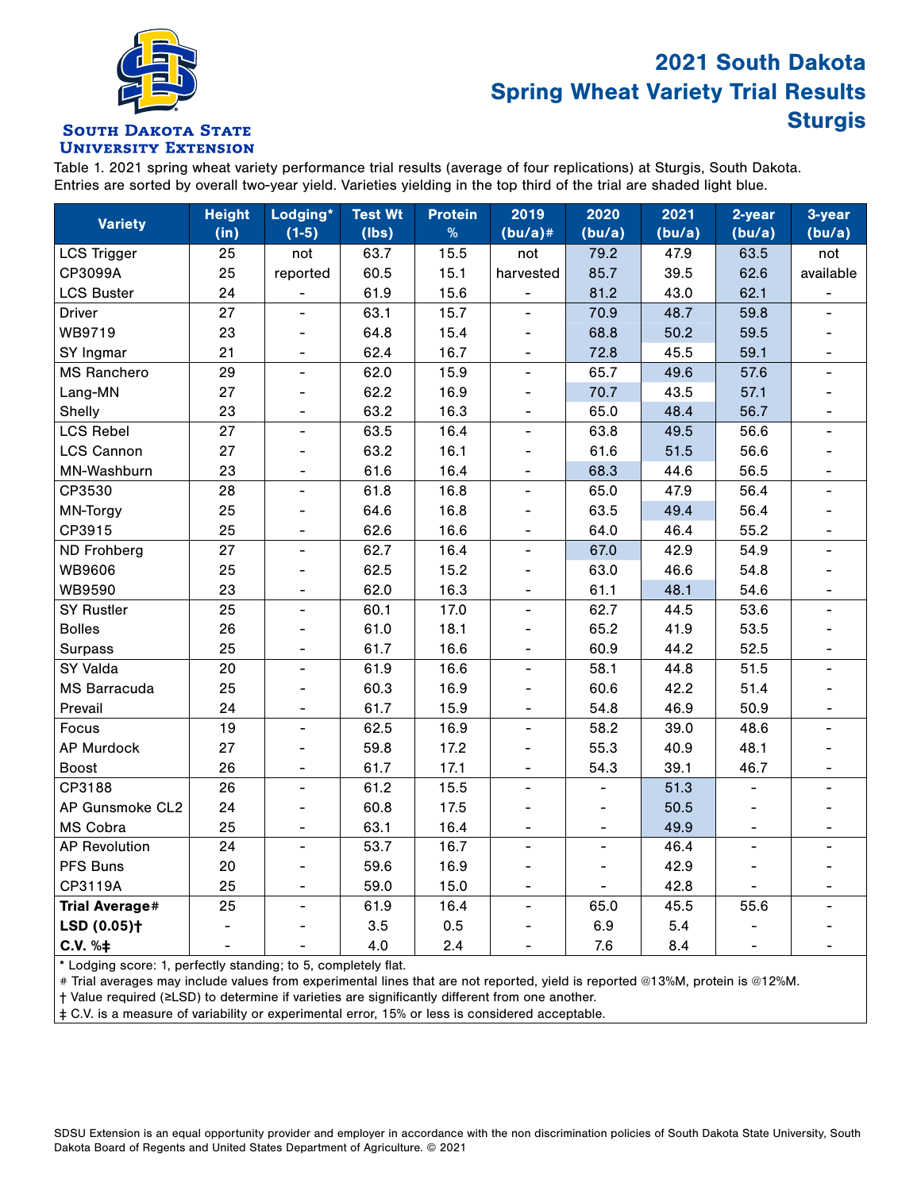**SOUTH DAKOTA STATE UNIVERSITY EXTENSION**

# 2021 South Dakota Spring Wheat Variety Trial Results Sturgis

Table 1. 2021 spring wheat variety performance trial results (average of four replications) at Sturgis, South Dakota. Entries are sorted by overall two-year yield. Varieties yielding in the top third of the trial are shaded light blue.

| Variety | Height (in) | Lodging* (1-5) | Test Wt (lbs) | Protein % | 2019 (bu/a)# | 2020 (bu/a) | 2021 (bu/a) | 2-year (bu/a) | 3-year (bu/a) |
|---|---|---|---|---|---|---|---|---|---|
| LCS Trigger | 25 | not | 63.7 | 15.5 | not | 79.2 | 47.9 | 63.5 | not |
| CP3099A | 25 | reported | 60.5 | 15.1 | harvested | 85.7 | 39.5 | 62.6 | available |
| LCS Buster | 24 | - | 61.9 | 15.6 | - | 81.2 | 43.0 | 62.1 | - |
| Driver | 27 | - | 63.1 | 15.7 | - | 70.9 | 48.7 | 59.8 | - |
| WB9719 | 23 | - | 64.8 | 15.4 | - | 68.8 | 50.2 | 59.5 | - |
| SY Ingmar | 21 | - | 62.4 | 16.7 | - | 72.8 | 45.5 | 59.1 | - |
| MS Ranchero | 29 | - | 62.0 | 15.9 | - | 65.7 | 49.6 | 57.6 | - |
| Lang-MN | 27 | - | 62.2 | 16.9 | - | 70.7 | 43.5 | 57.1 | - |
| Shelly | 23 | - | 63.2 | 16.3 | - | 65.0 | 48.4 | 56.7 | - |
| LCS Rebel | 27 | - | 63.5 | 16.4 | - | 63.8 | 49.5 | 56.6 | - |
| LCS Cannon | 27 | - | 63.2 | 16.1 | - | 61.6 | 51.5 | 56.6 | - |
| MN-Washburn | 23 | - | 61.6 | 16.4 | - | 68.3 | 44.6 | 56.5 | - |
| CP3530 | 28 | - | 61.8 | 16.8 | - | 65.0 | 47.9 | 56.4 | - |
| MN-Torgy | 25 | - | 64.6 | 16.8 | - | 63.5 | 49.4 | 56.4 | - |
| CP3915 | 25 | - | 62.6 | 16.6 | - | 64.0 | 46.4 | 55.2 | - |
| ND Frohberg | 27 | - | 62.7 | 16.4 | - | 67.0 | 42.9 | 54.9 | - |
| WB9606 | 25 | - | 62.5 | 15.2 | - | 63.0 | 46.6 | 54.8 | - |
| WB9590 | 23 | - | 62.0 | 16.3 | - | 61.1 | 48.1 | 54.6 | - |
| SY Rustler | 25 | - | 60.1 | 17.0 | - | 62.7 | 44.5 | 53.6 | - |
| Bolles | 26 | - | 61.0 | 18.1 | - | 65.2 | 41.9 | 53.5 | - |
| Surpass | 25 | - | 61.7 | 16.6 | - | 60.9 | 44.2 | 52.5 | - |
| SY Valda | 20 | - | 61.9 | 16.6 | - | 58.1 | 44.8 | 51.5 | - |
| MS Barracuda | 25 | - | 60.3 | 16.9 | - | 60.6 | 42.2 | 51.4 | - |
| Prevail | 24 | - | 61.7 | 15.9 | - | 54.8 | 46.9 | 50.9 | - |
| Focus | 19 | - | 62.5 | 16.9 | - | 58.2 | 39.0 | 48.6 | - |
| AP Murdock | 27 | - | 59.8 | 17.2 | - | 55.3 | 40.9 | 48.1 | - |
| Boost | 26 | - | 61.7 | 17.1 | - | 54.3 | 39.1 | 46.7 | - |
| CP3188 | 26 | - | 61.2 | 15.5 | - | - | 51.3 | - | - |
| AP Gunsmoke CL2 | 24 | - | 60.8 | 17.5 | - | - | 50.5 | - | - |
| MS Cobra | 25 | - | 63.1 | 16.4 | - | - | 49.9 | - | - |
| AP Revolution | 24 | - | 53.7 | 16.7 | - | - | 46.4 | - | - |
| PFS Buns | 20 | - | 59.6 | 16.9 | - | - | 42.9 | - | - |
| CP3119A | 25 | - | 59.0 | 15.0 | - | - | 42.8 | - | - |
| **Trial Average#** | 25 | - | 61.9 | 16.4 | - | 65.0 | 45.5 | 55.6 | - |
| **LSD (0.05)†** | - | - | 3.5 | 0.5 | - | 6.9 | 5.4 | - | - |
| **C.V. %‡** | - | - | 4.0 | 2.4 | - | 7.6 | 8.4 | - | - |

**\*** Lodging score: 1, perfectly standing; to 5, completely flat.
# Trial averages may include values from experimental lines that are not reported, yield is reported @13%M, protein is @12%M.
† Value required (≥LSD) to determine if varieties are significantly different from one another.
‡ C.V. is a measure of variability or experimental error, 15% or less is considered acceptable.

SDSU Extension is an equal opportunity provider and employer in accordance with the non discrimination policies of South Dakota State University, South Dakota Board of Regents and United States Department of Agriculture. © 2021